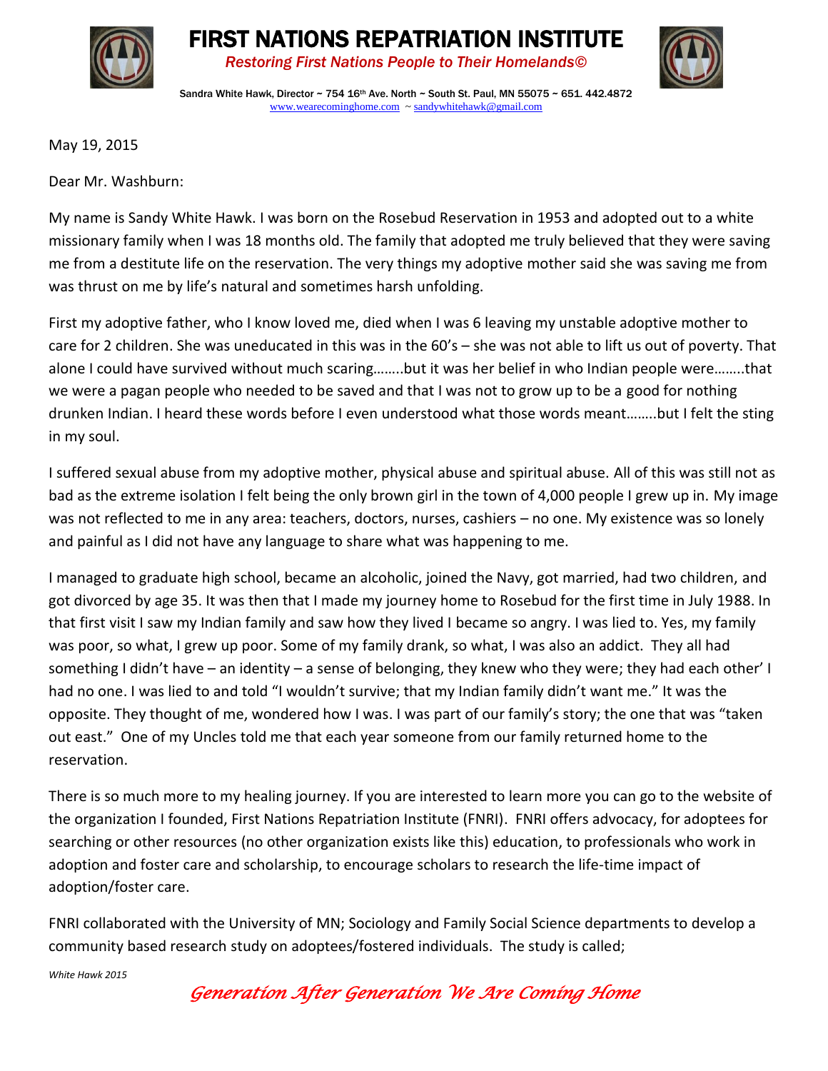# FIRST NATIONS REPATRIATION INSTITUTE

*Restoring First Nations People to Their Homelands©*

Sandra White Hawk, Director ~ 754 16th Ave. North ~ South St. Paul, MN 55075 ~ 651. 442.4872
www.wearecominghome.com ~ sandywhitehawk@gmail.com

May 19, 2015

Dear Mr. Washburn:

My name is Sandy White Hawk. I was born on the Rosebud Reservation in 1953 and adopted out to a white missionary family when I was 18 months old. The family that adopted me truly believed that they were saving me from a destitute life on the reservation. The very things my adoptive mother said she was saving me from was thrust on me by life's natural and sometimes harsh unfolding.

First my adoptive father, who I know loved me, died when I was 6 leaving my unstable adoptive mother to care for 2 children. She was uneducated in this was in the 60's – she was not able to lift us out of poverty. That alone I could have survived without much scaring……..but it was her belief in who Indian people were……..that we were a pagan people who needed to be saved and that I was not to grow up to be a good for nothing drunken Indian. I heard these words before I even understood what those words meant……..but I felt the sting in my soul.

I suffered sexual abuse from my adoptive mother, physical abuse and spiritual abuse. All of this was still not as bad as the extreme isolation I felt being the only brown girl in the town of 4,000 people I grew up in. My image was not reflected to me in any area: teachers, doctors, nurses, cashiers – no one. My existence was so lonely and painful as I did not have any language to share what was happening to me.

I managed to graduate high school, became an alcoholic, joined the Navy, got married, had two children, and got divorced by age 35. It was then that I made my journey home to Rosebud for the first time in July 1988. In that first visit I saw my Indian family and saw how they lived I became so angry. I was lied to. Yes, my family was poor, so what, I grew up poor. Some of my family drank, so what, I was also an addict. They all had something I didn't have – an identity – a sense of belonging, they knew who they were; they had each other' I had no one. I was lied to and told "I wouldn't survive; that my Indian family didn't want me." It was the opposite. They thought of me, wondered how I was. I was part of our family's story; the one that was "taken out east." One of my Uncles told me that each year someone from our family returned home to the reservation.

There is so much more to my healing journey. If you are interested to learn more you can go to the website of the organization I founded, First Nations Repatriation Institute (FNRI). FNRI offers advocacy, for adoptees for searching or other resources (no other organization exists like this) education, to professionals who work in adoption and foster care and scholarship, to encourage scholars to research the life-time impact of adoption/foster care.

FNRI collaborated with the University of MN; Sociology and Family Social Science departments to develop a community based research study on adoptees/fostered individuals. The study is called;

*Generation After Generation We Are Coming Home*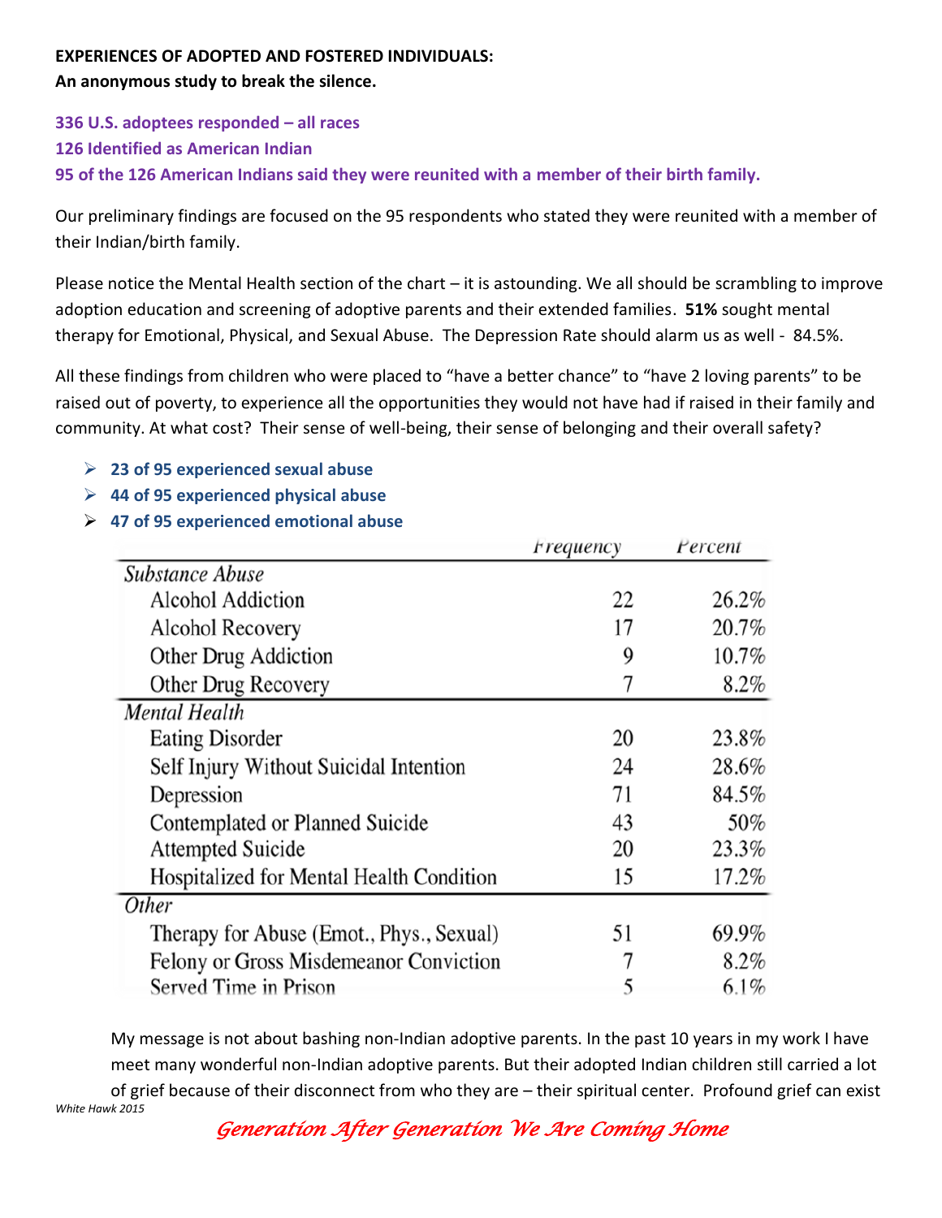**EXPERIENCES OF ADOPTED AND FOSTERED INDIVIDUALS:**
**An anonymous study to break the silence.**

**336 U.S. adoptees responded – all races**
**126 Identified as American Indian**
**95 of the 126 American Indians said they were reunited with a member of their birth family.**

Our preliminary findings are focused on the 95 respondents who stated they were reunited with a member of their Indian/birth family.

Please notice the Mental Health section of the chart – it is astounding. We all should be scrambling to improve adoption education and screening of adoptive parents and their extended families. **51%** sought mental therapy for Emotional, Physical, and Sexual Abuse. The Depression Rate should alarm us as well - 84.5%.

All these findings from children who were placed to "have a better chance" to "have 2 loving parents" to be raised out of poverty, to experience all the opportunities they would not have had if raised in their family and community. At what cost? Their sense of well-being, their sense of belonging and their overall safety?

- **23 of 95 experienced sexual abuse**
- **44 of 95 experienced physical abuse**
- **47 of 95 experienced emotional abuse**

| | Frequency | Percent |
|---|---|---|
| *Substance Abuse* | | |
| Alcohol Addiction | 22 | 26.2% |
| Alcohol Recovery | 17 | 20.7% |
| Other Drug Addiction | 9 | 10.7% |
| Other Drug Recovery | 7 | 8.2% |
| *Mental Health* | | |
| Eating Disorder | 20 | 23.8% |
| Self Injury Without Suicidal Intention | 24 | 28.6% |
| Depression | 71 | 84.5% |
| Contemplated or Planned Suicide | 43 | 50% |
| Attempted Suicide | 20 | 23.3% |
| Hospitalized for Mental Health Condition | 15 | 17.2% |
| *Other* | | |
| Therapy for Abuse (Emot., Phys., Sexual) | 51 | 69.9% |
| Felony or Gross Misdemeanor Conviction | 7 | 8.2% |
| Served Time in Prison | 5 | 6.1% |

My message is not about bashing non-Indian adoptive parents. In the past 10 years in my work I have meet many wonderful non-Indian adoptive parents. But their adopted Indian children still carried a lot of grief because of their disconnect from who they are – their spiritual center. Profound grief can exist

*White Hawk 2015*

*Generation After Generation We Are Coming Home*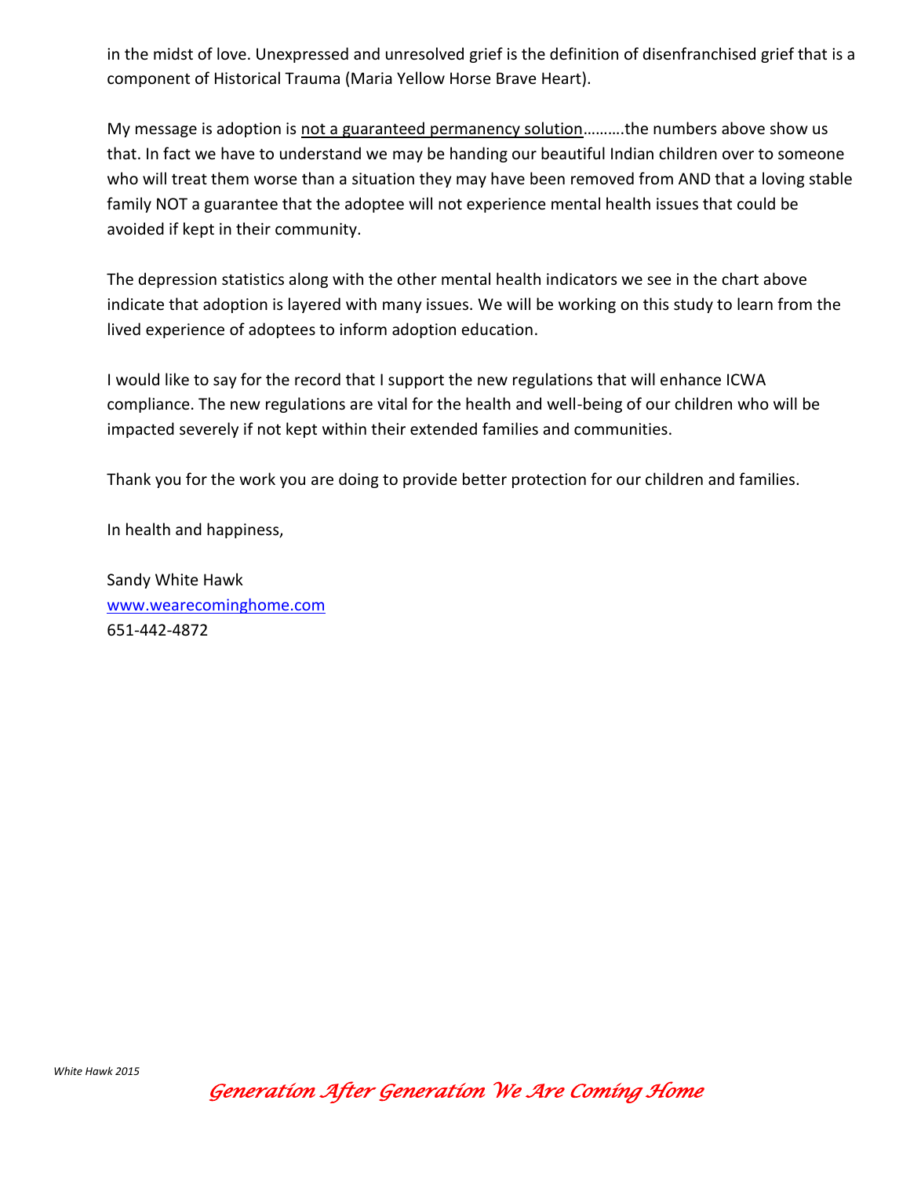in the midst of love. Unexpressed and unresolved grief is the definition of disenfranchised grief that is a component of Historical Trauma (Maria Yellow Horse Brave Heart).

My message is adoption is <u>not a guaranteed permanency solution</u>……….the numbers above show us that. In fact we have to understand we may be handing our beautiful Indian children over to someone who will treat them worse than a situation they may have been removed from AND that a loving stable family NOT a guarantee that the adoptee will not experience mental health issues that could be avoided if kept in their community.

The depression statistics along with the other mental health indicators we see in the chart above indicate that adoption is layered with many issues. We will be working on this study to learn from the lived experience of adoptees to inform adoption education.

I would like to say for the record that I support the new regulations that will enhance ICWA compliance. The new regulations are vital for the health and well-being of our children who will be impacted severely if not kept within their extended families and communities.

Thank you for the work you are doing to provide better protection for our children and families.

In health and happiness,

Sandy White Hawk
www.wearecominghome.com
651-442-4872

*White Hawk 2015*

*Generation After Generation We Are Coming Home*